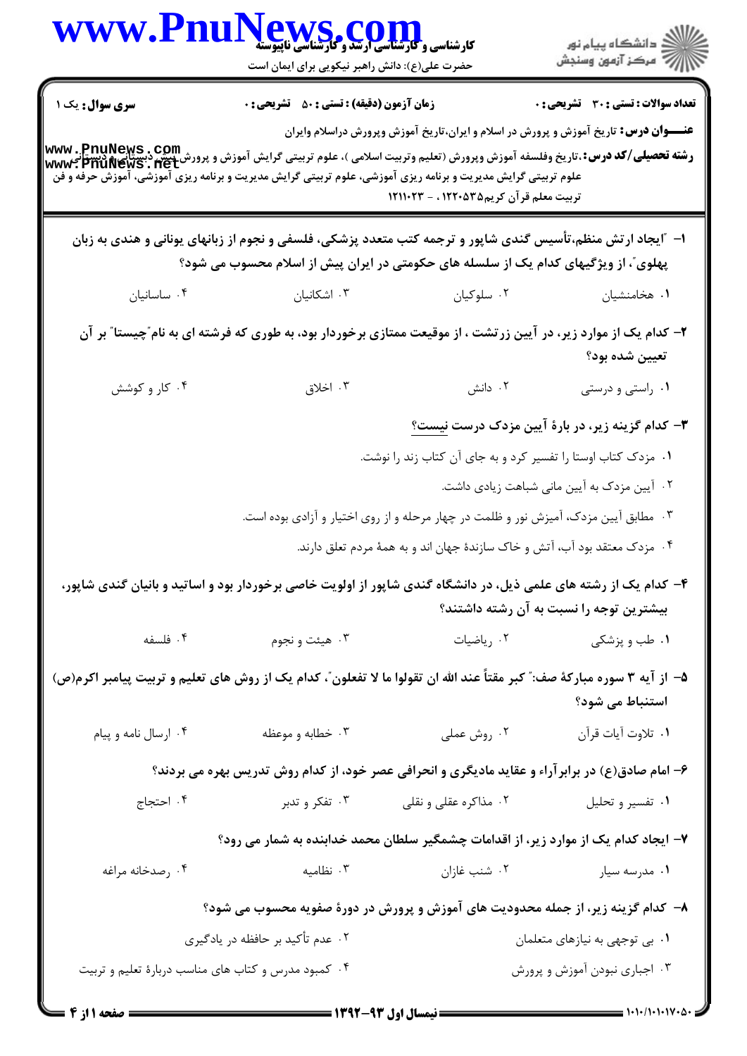**سری سوال:** یک ۱

**زمان آزمون (دقیقه) : تستی : ۵۰ تشریحی : ۰**

**تعداد سوالات : تستی : ۳۰ تشریحی : ۰**

**عنـــوان درس:** تاریخ آموزش و پرورش در اسلام و ایران،تاریخ آموزش وپرورش دراسلام وایران

**رشته تحصیلی/کد درس:** ،تاریخ وفلسفه آموزش وپرورش (تعلیم وتربیت اسلامی )، علوم تربیتی گرایش آموزش و پرورش پیش دبستانی و دبستانی، علوم تربیتی گرایش مدیریت و برنامه ریزی آموزشی، علوم تربیتی گرایش مدیریت و برنامه ریزی آموزشی، آموزش حرفه و فن تربیت معلم قرآن کریم۱۲۲۰۵۳۵ ، - ۱۲۱۱۰۲۳

۱- "ایجاد ارتش منظم،تأسیس گندی شاپور و ترجمه کتب متعدد پزشکی، فلسفی و نجوم از زبانهای یونانی و هندی به زبان پهلوی"، از ویژگیهای کدام یک از سلسله های حکومتی در ایران پیش از اسلام محسوب می شود؟

۱. هخامنشیان
۲. سلوکیان
۳. اشکانیان
۴. ساسانیان

۲- کدام یک از موارد زیر، در آیین زرتشت ، از موقعیت ممتازی برخوردار بود، به طوری که فرشته ای به نام"چیستا" بر آن تعیین شده بود؟

۱. راستی و درستی
۲. دانش
۳. اخلاق
۴. کار و کوشش

۳- کدام گزینه زیر، در بارهٔ آیین مزدک درست نیست؟

۱. مزدک کتاب اوستا را تفسیر کرد و به جای آن کتاب زند را نوشت.
۲. آیین مزدک به آیین مانی شباهت زیادی داشت.
۳. مطابق آیین مزدک، آمیزش نور و ظلمت در چهار مرحله و از روی اختیار و آزادی بوده است.
۴. مزدک معتقد بود آب، آتش و خاک سازندهٔ جهان اند و به همهٔ مردم تعلق دارند.

۴- کدام یک از رشته های علمی ذیل، در دانشگاه گندی شاپور از اولویت خاصی برخوردار بود و اساتید و بانیان گندی شاپور، بیشترین توجه را نسبت به آن رشته داشتند؟

۱. طب و پزشکی
۲. ریاضیات
۳. هیئت و نجوم
۴. فلسفه

۵- از آیه ۳ سوره مبارکهٔ صف:" کبر مقتاً عند الله ان تقولوا ما لا تفعلون"، کدام یک از روش های تعلیم و تربیت پیامبر اکرم(ص) استنباط می شود؟

۱. تلاوت آیات قرآن
۲. روش عملی
۳. خطابه و موعظه
۴. ارسال نامه و پیام

۶- امام صادق(ع) در برابرآراء و عقاید مادیگری و انحرافی عصر خود، از کدام روش تدریس بهره می بردند؟

۱. تفسیر و تحلیل
۲. مذاکره عقلی و نقلی
۳. تفکر و تدبر
۴. احتجاج

۷- ایجاد کدام یک از موارد زیر، از اقدامات چشمگیر سلطان محمد خدابنده به شمار می رود؟

۱. مدرسه سیار
۲. شنب غازان
۳. نظامیه
۴. رصدخانه مراغه

۸- کدام گزینه زیر، از جمله محدودیت های آموزش و پرورش در دورهٔ صفویه محسوب می شود؟

۱. بی توجهی به نیازهای متعلمان
۲. عدم تأکید بر حافظه در یادگیری
۳. اجباری نبودن آموزش و پرورش
۴. کمبود مدرس و کتاب های مناسب دربارهٔ تعلیم و تربیت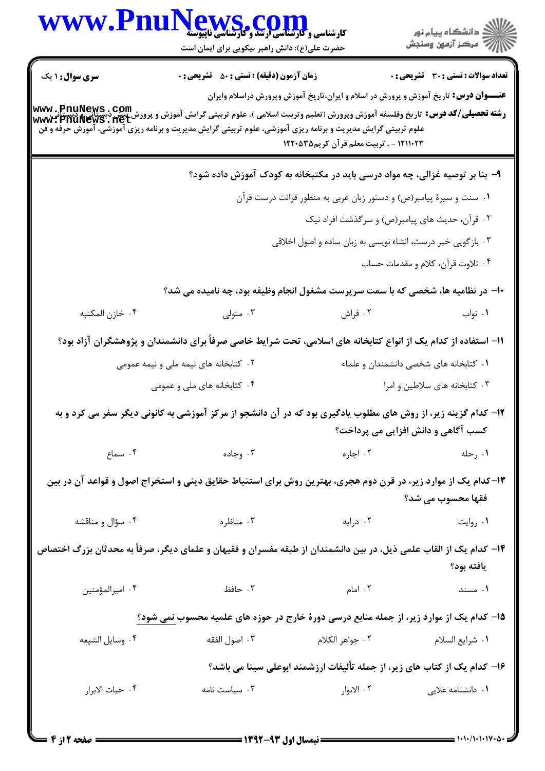| سری سوال: ۱ یک | زمان آزمون (دقیقه) : تستی : ۵۰ تشریحی : ۰ | تعداد سوالات : تستی : ۳۰ تشریحی : ۰ |
|---|---|---|

**عنـــوان درس:** تاریخ آموزش و پرورش در اسلام و ایران،تاریخ آموزش وپرورش دراسلام وایران

**رشته تحصیلی/کد درس:** تاریخ وفلسفه آموزش وپرورش (تعلیم وتربیت اسلامی )، علوم تربیتی گرایش آموزش و پرورش پیش دبستانی و دبستانی، علوم تربیتی گرایش مدیریت و برنامه ریزی آموزشی، علوم تربیتی گرایش مدیریت و برنامه ریزی آموزشی، آموزش حرفه و فن ۱۲۱۱۰۲۳ - ، تربیت معلم قرآن کریم۱۲۲۰۵۳۵

۹- بنا بر توصیه غزالی، چه مواد درسی باید در مکتبخانه به کودک آموزش داده شود؟

۱. سنت و سیرهٔ پیامبر(ص) و دستور زبان عربی به منظور قرائت درست قرآن

۲. قرآن، حدیث های پیامبر(ص) و سرگذشت افراد نیک

۳. بازگویی خبر درست، انشاء نویسی به زبان ساده و اصول اخلاقی

۴. تلاوت قرآن، کلام و مقدمات حساب

۱۰- در نظامیه ها، شخصی که با سمت سرپرست مشغول انجام وظیفه بود، چه نامیده می شد؟

۱. نواب ۲. فراش ۳. متولی ۴. خازن المکتبه

۱۱- استفاده از کدام یک از انواع کتابخانه های اسلامی، تحت شرایط خاصی صرفاً برای دانشمندان و پژوهشگران آزاد بود؟

۱. کتابخانه های شخصی دانشمندان و علماء

۲. کتابخانه های نیمه ملی و نیمه عمومی

۳. کتابخانه های سلاطین و امرا

۴. کتابخانه های ملی و عمومی

۱۲- کدام گزینه زیر، از روش های مطلوب یادگیری بود که در آن دانشجو از مرکز آموزشی به کانونی دیگر سفر می کرد و به کسب آگاهی و دانش افزایی می پرداخت؟

۱. رحله ۲. اجازه ۳. وجاده ۴. سماع

۱۳- کدام یک از موارد زیر، در قرن دوم هجری، بهترین روش برای استنباط حقایق دینی و استخراج اصول و قواعد آن در بین فقها محسوب می شد؟

۱. روایت ۲. درایه ۳. مناظره ۴. سؤال و مناقشه

۱۴- کدام یک از القاب علمی ذیل، در بین دانشمندان از طبقه مفسران و فقیهان و علمای دیگر، صرفاً به محدثان بزرگ اختصاص یافته بود؟

۱. مسند ۲. امام ۳. حافظ ۴. امیرالمؤمنین

۱۵- کدام یک از موارد زیر، از جمله منابع درسی دورهٔ خارج در حوزه های علمیه محسوب نمی شود؟

۱. شرایع السلام ۲. جواهر الکلام ۳. اصول الفقه ۴. وسایل الشیعه

۱۶- کدام یک از کتاب های زیر، از جمله تألیفات ارزشمند ابوعلی سینا می باشد؟

۱. دانشنامه علایی ۲. الانوار ۳. سیاست نامه ۴. حیات الابرار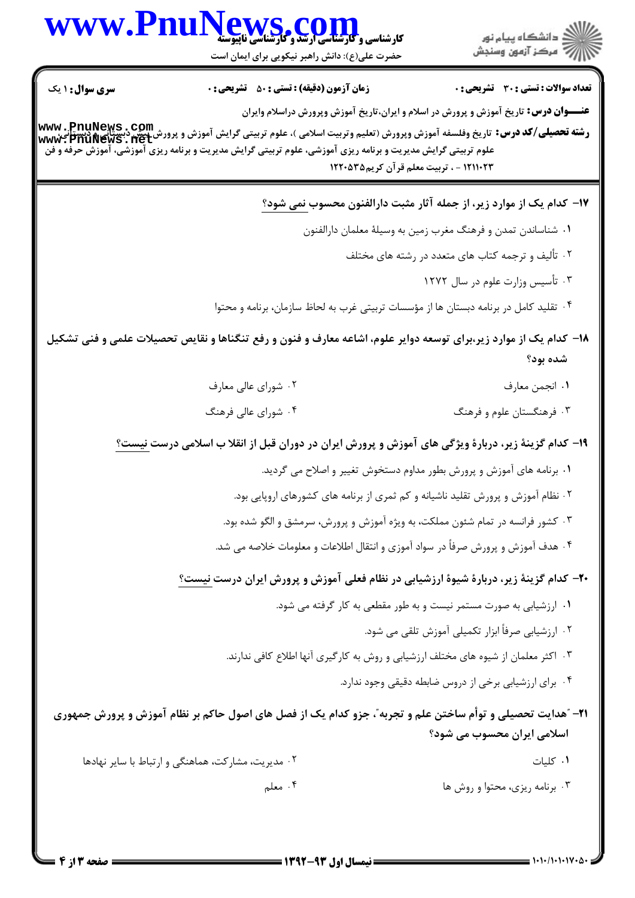**تعداد سوالات : تستی : ۳۰ تشریحی : ۰** **زمان آزمون (دقیقه) : تستی : ۵۰ تشریحی : ۰** **سری سوال : ۱ یک**

**عنـــوان درس:** تاریخ آموزش و پرورش در اسلام و ایران،تاریخ آموزش وپرورش دراسلام وایران

**رشته تحصیلی/کد درس:** تاریخ وفلسفه آموزش وپرورش (تعلیم وتربیت اسلامی )، علوم تربیتی گرایش آموزش و پرورش پیش دبستانی و دبستانی، علوم تربیتی گرایش مدیریت و برنامه ریزی آموزشی، علوم تربیتی گرایش مدیریت و برنامه ریزی آموزشی، آموزش حرفه و فن ۱۲۱۱۰۲۳ - ، تربیت معلم قرآن کریم۱۲۲۰۵۳۵

**۱۷- کدام یک از موارد زیر، از جمله آثار مثبت دارالفنون محسوب نمی شود؟**

۱. شناساندن تمدن و فرهنگ مغرب زمین به وسیلهٔ معلمان دارالفنون

۲. تألیف و ترجمه کتاب های متعدد در رشته های مختلف

۳. تأسیس وزارت علوم در سال ۱۲۷۲

۴. تقلید کامل در برنامه دبستان ها از مؤسسات تربیتی غرب به لحاظ سازمان، برنامه و محتوا

**۱۸- کدام یک از موارد زیر،برای توسعه دوایر علوم، اشاعه معارف و فنون و رفع تنگناها و نقایص تحصیلات علمی و فنی تشکیل شده بود؟**

۱. انجمن معارف

۲. شورای عالی معارف

۳. فرهنگستان علوم و فرهنگ

۴. شورای عالی فرهنگ

**۱۹- کدام گزینهٔ زیر، دربارهٔ ویژگی های آموزش و پرورش ایران در دوران قبل از انقلا ب اسلامی درست نیست؟**

۱. برنامه های آموزش و پرورش بطور مداوم دستخوش تغییر و اصلاح می گردید.

۲. نظام آموزش و پرورش تقلید ناشیانه و کم ثمری از برنامه های کشورهای اروپایی بود.

۳. کشور فرانسه در تمام شئون مملکت، به ویژه آموزش و پرورش، سرمشق و الگو شده بود.

۴. هدف آموزش و پرورش صرفاً در سواد آموزی و انتقال اطلاعات و معلومات خلاصه می شد.

**۲۰- کدام گزینهٔ زیر، دربارهٔ شیوهٔ ارزشیابی در نظام فعلی آموزش و پرورش ایران درست نیست؟**

۱. ارزشیابی به صورت مستمر نیست و به طور مقطعی به کار گرفته می شود.

۲. ارزشیابی صرفاً ابزار تکمیلی آموزش تلقی می شود.

۳. اکثر معلمان از شیوه های مختلف ارزشیابی و روش به کارگیری آنها اطلاع کافی ندارند.

۴. برای ارزشیابی برخی از دروس ضابطه دقیقی وجود ندارد.

**۲۱- "هدایت تحصیلی و توأم ساختن علم و تجربه"، جزو کدام یک از فصل های اصول حاکم بر نظام آموزش و پرورش جمهوری اسلامی ایران محسوب می شود؟**

۱. کلیات

۲. مدیریت، مشارکت، هماهنگی و ارتباط با سایر نهادها

۳. برنامه ریزی، محتوا و روش ها

۴. معلم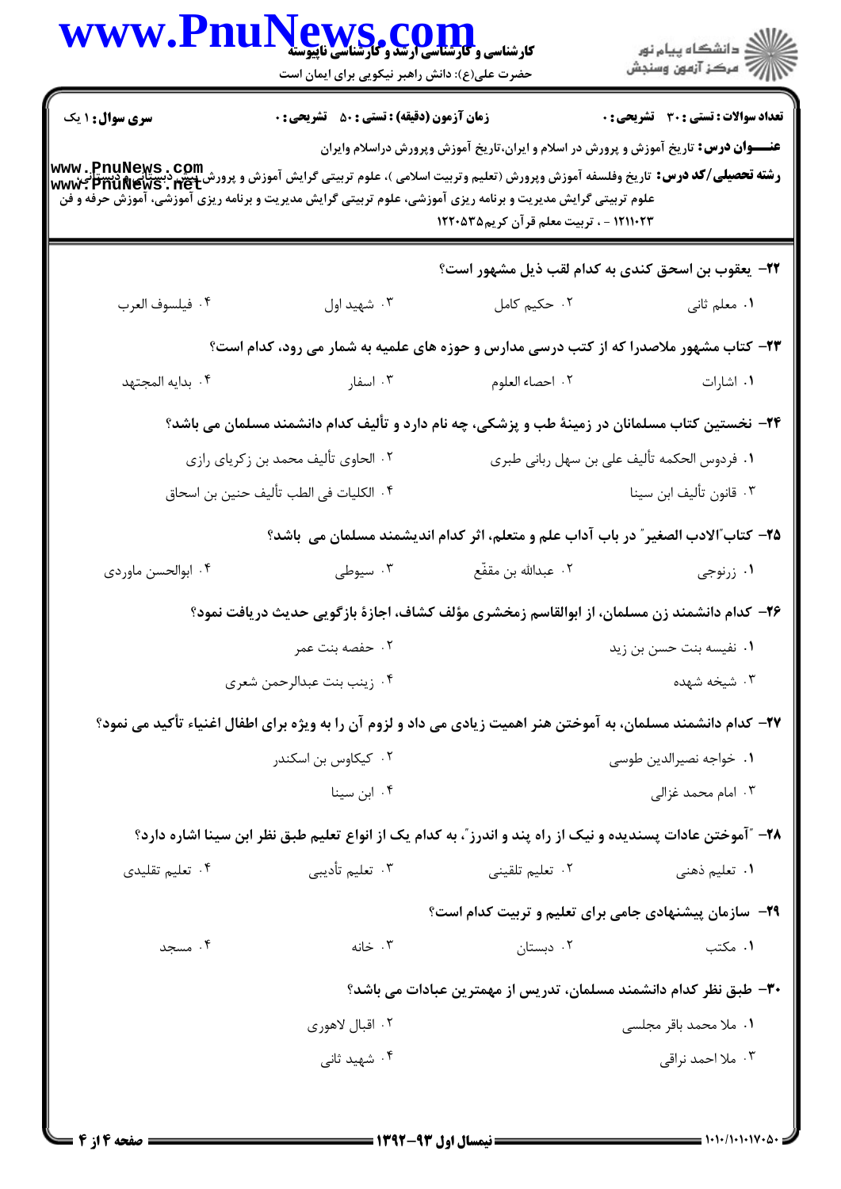**سری سوال:** ۱ یک

**زمان آزمون (دقیقه) : تستی : ۵۰ تشریحی : ۰**

**تعداد سوالات : تستی : ۳۰ تشریحی : ۰**

**عنـــوان درس:** تاریخ آموزش و پرورش در اسلام و ایران،تاریخ آموزش وپرورش دراسلام وایران

**رشته تحصیلی/کد درس:** تاریخ وفلسفه آموزش وپرورش (تعلیم وتربیت اسلامی )، علوم تربیتی گرایش آموزش و پرورش پیش دبستانی و دبستانی، علوم تربیتی گرایش مدیریت و برنامه ریزی آموزشی، علوم تربیتی گرایش مدیریت و برنامه ریزی آموزشی، آموزش حرفه و فن ۱۲۱۱۰۲۳ - ، تربیت معلم قرآن کریم۱۲۲۰۵۳۵

**۲۲- یعقوب بن اسحق کندی به کدام لقب ذیل مشهور است؟**

۱. معلم ثانی
۲. حکیم کامل
۳. شهید اول
۴. فیلسوف العرب

**۲۳- کتاب مشهور ملاصدرا که از کتب درسی مدارس و حوزه های علمیه به شمار می رود، کدام است؟**

۱. اشارات
۲. احصاء العلوم
۳. اسفار
۴. بدایه المجتهد

**۲۴- نخستین کتاب مسلمانان در زمینهٔ طب و پزشکی، چه نام دارد و تألیف کدام دانشمند مسلمان می باشد؟**

۱. فردوس الحکمه تألیف علی بن سهل ربانی طبری
۲. الحاوی تألیف محمد بن زکریای رازی
۳. قانون تألیف ابن سینا
۴. الکلیات فی الطب تألیف حنین بن اسحاق

**۲۵- کتاب"الادب الصغیر" در باب آداب علم و متعلم، اثر کدام اندیشمند مسلمان می باشد؟**

۱. زرنوجی
۲. عبدالله بن مقفّع
۳. سیوطی
۴. ابوالحسن ماوردی

**۲۶- کدام دانشمند زن مسلمان، از ابوالقاسم زمخشری مؤلف کشاف، اجازهٔ بازگویی حدیث دریافت نمود؟**

۱. نفیسه بنت حسن بن زید
۲. حفصه بنت عمر
۳. شیخه شهده
۴. زینب بنت عبدالرحمن شعری

**۲۷- کدام دانشمند مسلمان، به آموختن هنر اهمیت زیادی می داد و لزوم آن را به ویژه برای اطفال اغنیاء تأکید می نمود؟**

۱. خواجه نصیرالدین طوسی
۲. کیکاوس بن اسکندر
۳. امام محمد غزالی
۴. ابن سینا

**۲۸- "آموختن عادات پسندیده و نیک از راه پند و اندرز"، به کدام یک از انواع تعلیم طبق نظر ابن سینا اشاره دارد؟**

۱. تعلیم ذهنی
۲. تعلیم تلقینی
۳. تعلیم تأدیبی
۴. تعلیم تقلیدی

**۲۹- سازمان پیشنهادی جامی برای تعلیم و تربیت کدام است؟**

۱. مکتب
۲. دبستان
۳. خانه
۴. مسجد

**۳۰- طبق نظر کدام دانشمند مسلمان، تدریس از مهمترین عبادات می باشد؟**

۱. ملا محمد باقر مجلسی
۲. اقبال لاهوری
۳. ملا احمد نراقی
۴. شهید ثانی